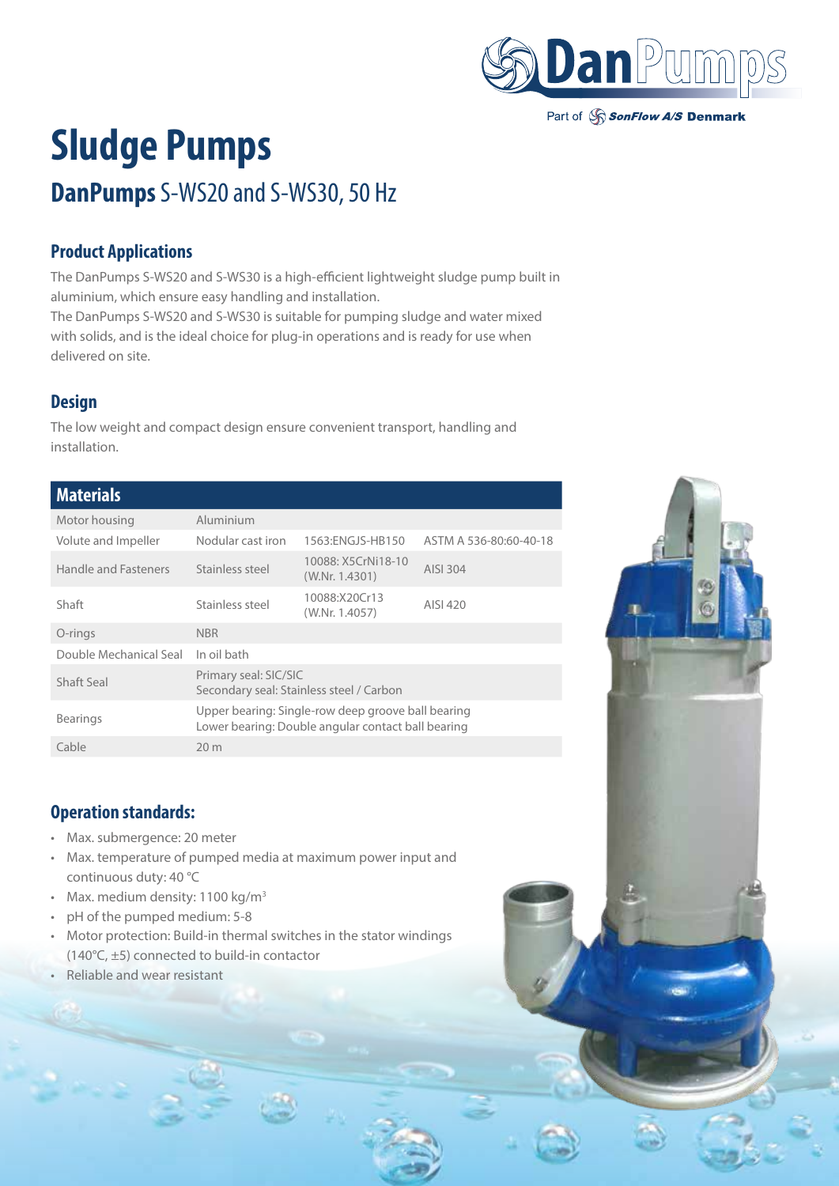# Sludge Pumps

## **DanPumps** S-WS20 and S-WS30, 50 Hz

### Product Applications

The DanPumps S-WS20 and S-WS30 is a high-efficient lightweight sludge pump built in aluminium, which ensure easy handling and installation.
The DanPumps S-WS20 and S-WS30 is suitable for pumping sludge and water mixed with solids, and is the ideal choice for plug-in operations and is ready for use when delivered on site.

### Design

The low weight and compact design ensure convenient transport, handling and installation.

| Materials | | | |
|---|---|---|---|
| Motor housing | Aluminium | | |
| Volute and Impeller | Nodular cast iron | 1563:ENGJS-HB150 | ASTM A 536-80:60-40-18 |
| Handle and Fasteners | Stainless steel | 10088: X5CrNi18-10 (W.Nr. 1.4301) | AISI 304 |
| Shaft | Stainless steel | 10088:X20Cr13 (W.Nr. 1.4057) | AISI 420 |
| O-rings | NBR | | |
| Double Mechanical Seal | In oil bath | | |
| Shaft Seal | Primary seal: SIC/SIC<br>Secondary seal: Stainless steel / Carbon | | |
| Bearings | Upper bearing: Single-row deep groove ball bearing<br>Lower bearing: Double angular contact ball bearing | | |
| Cable | 20 m | | |

### Operation standards:

- Max. submergence: 20 meter
- Max. temperature of pumped media at maximum power input and continuous duty: 40 °C
- Max. medium density: 1100 kg/m$^3$
- pH of the pumped medium: 5-8
- Motor protection: Build-in thermal switches in the stator windings (140°C, ±5) connected to build-in contactor
- Reliable and wear resistant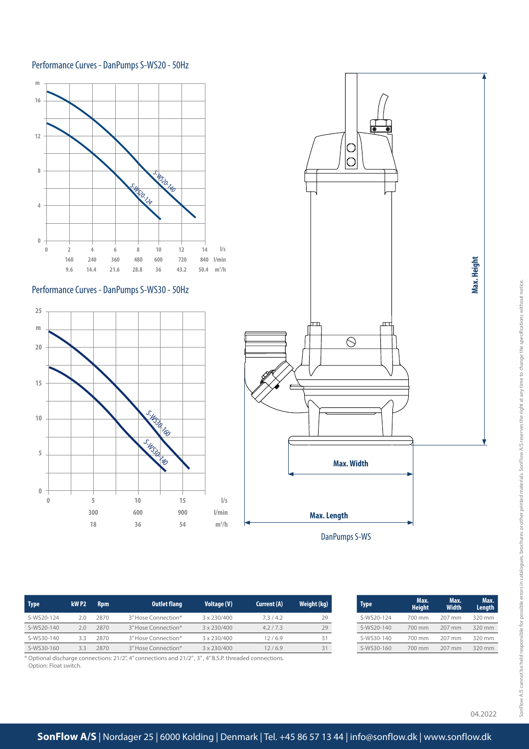## Performance Curves - DanPumps S-WS20 - 50Hz

m
16
12
8
4
0
0 2 4 6 8 10 12 14 l/s
160 240 360 480 600 720 840 l/min
9.6 14.4 21.6 28.8 36 43.2 50.4 m³/h

S-WS20-140
S-WS20-124

## Performance Curves - DanPumps S-WS30 - 50Hz

25
m
20
15
10
5
0
0 5 10 15 l/s
300 600 900 l/min
18 36 54 m³/h

S-WS30-160
S-WS30-140

Max. Height

Max. Width

Max. Length

DanPumps S-WS

| Type | kW P2 | Rpm | Outlet flang | Voltage (V) | Current (A) | Weight (kg) |
|---|---|---|---|---|---|---|
| S-WS20-124 | 2.0 | 2870 | 3" Hose Connection* | 3 x 230/400 | 7.3 / 4.2 | 29 |
| S-WS20-140 | 2.0 | 2870 | 3" Hose Connection* | 3 x 230/400 | 4.2 / 7.3 | 29 |
| S-WS30-140 | 3.3 | 2870 | 3" Hose Connection* | 3 x 230/400 | 12 / 6.9 | 31 |
| S-WS30-160 | 3.3 | 2870 | 3" Hose Connection* | 3 x 230/400 | 12 / 6.9 | 31 |

* Optional discharge connections: 21/2", 4" connections and 21/2" , 3" , 4" B.S.P. threaded connections.
Option: Float switch.

| Type | Max. Height | Max. Width | Max. Length |
|---|---|---|---|
| S-WS20-124 | 700 mm | 207 mm | 320 mm |
| S-WS20-140 | 700 mm | 207 mm | 320 mm |
| S-WS30-140 | 700 mm | 207 mm | 320 mm |
| S-WS30-160 | 700 mm | 207 mm | 320 mm |

SonFlow A/S cannot be held responsible for possible errors in catalogues, brochures or other printed materials. SonFlow A/S reserves the right at any time to change the specifications without notice.

04.2022

**SonFlow A/S** | Nordager 25 | 6000 Kolding | Denmark | Tel. +45 86 57 13 44 | info@sonflow.dk | www.sonflow.dk